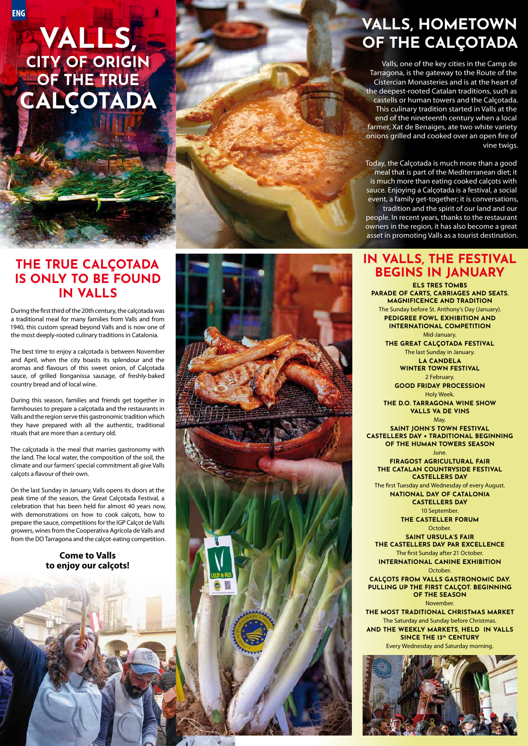ENG

# VALLS, CITY OF ORIGIN OF THE TRUE CALÇOTADA

## VALLS, HOMETOWN OF THE CALÇOTADA

Valls, one of the key cities in the Camp de Tarragona, is the gateway to the Route of the Cistercian Monasteries and is at the heart of the deepest-rooted Catalan traditions, such as castells or human towers and the Calçotada. This culinary tradition started in Valls at the end of the nineteenth century when a local farmer, Xat de Benaiges, ate two white variety onions grilled and cooked over an open fire of vine twigs.

Today, the Calçotada is much more than a good meal that is part of the Mediterranean diet; it is much more than eating cooked calçots with sauce. Enjoying a Calçotada is a festival, a social event, a family get-together; it is conversations, tradition and the spirit of our land and our people. In recent years, thanks to the restaurant owners in the region, it has also become a great asset in promoting Valls as a tourist destination.

## THE TRUE CALÇOTADA IS ONLY TO BE FOUND IN VALLS

During the first third of the 20th century, the calçotada was a traditional meal for many families from Valls and from 1940, this custom spread beyond Valls and is now one of the most deeply-rooted culinary traditions in Catalonia.

The best time to enjoy a calçotada is between November and April, when the city boasts its splendour and the aromas and flavours of this sweet onion, of Calçotada sauce, of grilled llonganissa sausage, of freshly-baked country bread and of local wine.

During this season, families and friends get together in farmhouses to prepare a calçotada and the restaurants in Valls and the region serve this gastronomic tradition which they have prepared with all the authentic, traditional rituals that are more than a century old.

The calçotada is the meal that marries gastronomy with the land. The local water, the composition of the soil, the climate and our farmers' special commitment all give Valls calçots a flavour of their own.

On the last Sunday in January, Valls opens its doors at the peak time of the season, the Great Calçotada Festival, a celebration that has been held for almost 40 years now, with demonstrations on how to cook calçots, how to prepare the sauce, competitions for the IGP Calçot de Valls growers, wines from the Cooperativa Agrícola de Valls and from the DO Tarragona and the calçot-eating competition.

**Come to Valls to enjoy our calçots!**

## IN VALLS, THE FESTIVAL BEGINS IN JANUARY

**ELS TRES TOMBS PARADE OF CARTS, CARRIAGES AND SEATS. MAGNIFICENCE AND TRADITION**
The Sunday before St. Anthony's Day (January).

**PEDIGREE FOWL EXHIBITION AND INTERNATIONAL COMPETITION**
Mid-January.

**THE GREAT CALÇOTADA FESTIVAL**
The last Sunday in January.

**LA CANDELA WINTER TOWN FESTIVAL**
2 February.

**GOOD FRIDAY PROCESSION**
Holy Week.

**THE D.O. TARRAGONA WINE SHOW VALLS VA DE VINS**
May.

**SAINT JOHN'S TOWN FESTIVAL CASTELLERS DAY • TRADITIONAL BEGINNING OF THE HUMAN TOWERS SEASON**
June.

**FIRAGOST AGRICULTURAL FAIR THE CATALAN COUNTRYSIDE FESTIVAL CASTELLERS DAY**
The first Tuesday and Wednesday of every August.

**NATIONAL DAY OF CATALONIA CASTELLERS DAY**
10 September.

**THE CASTELLER FORUM**
October.

**SAINT URSULA'S FAIR THE CASTELLERS DAY PAR EXCELLENCE**
The first Sunday after 21 October.

**INTERNATIONAL CANINE EXHIBITION**
October.

**CALÇOTS FROM VALLS GASTRONOMIC DAY. PULLING UP THE FIRST CALÇOT. BEGINNING OF THE SEASON**
November.

**THE MOST TRADITIONAL CHRISTMAS MARKET**
The Saturday and Sunday before Christmas.

**AND THE WEEKLY MARKETS, HELD IN VALLS SINCE THE 13th CENTURY**
Every Wednesday and Saturday morning.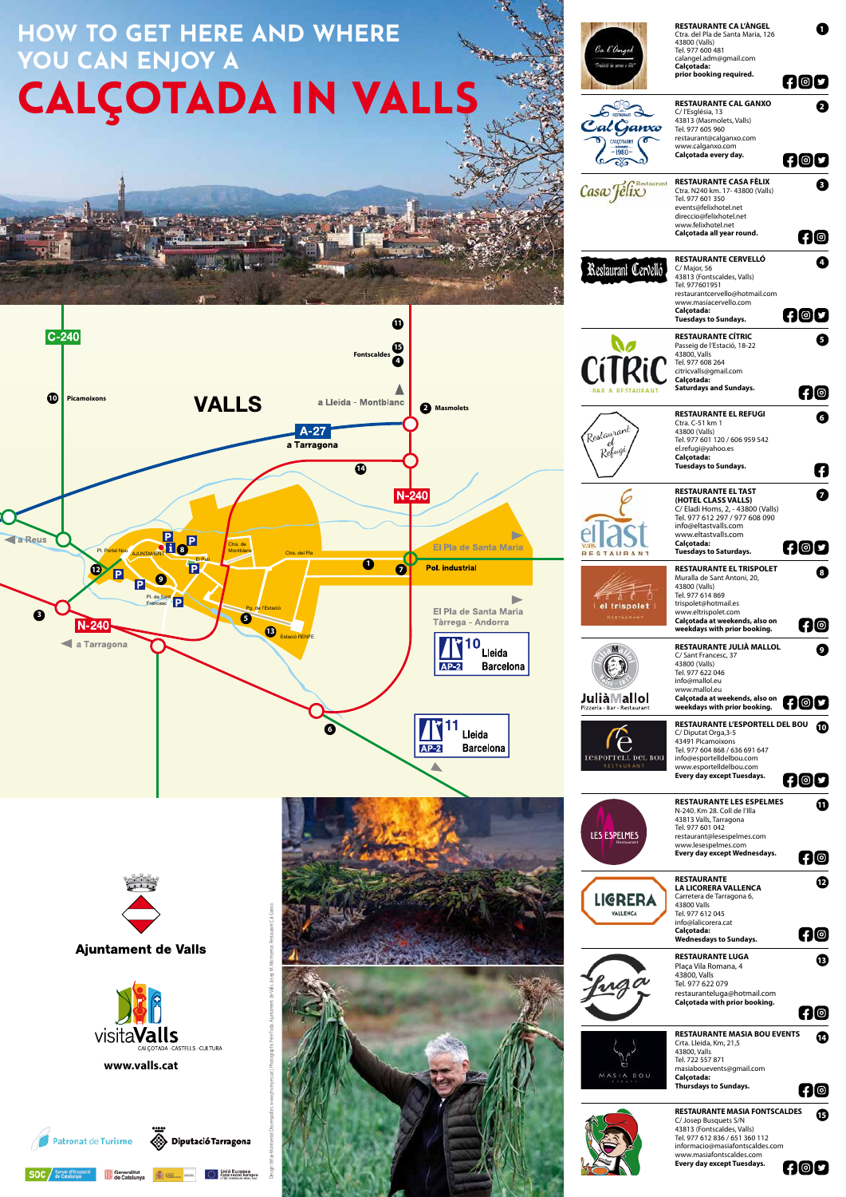# HOW TO GET HERE AND WHERE YOU CAN ENJOY A

# CALÇOTADA IN VALLS

C-240

10 Picamoixons

VALLS

11

Fontscaldes 15 4

a Lleida - Montblanc

2 Masmolets

A-27

a Tarragona

14

N-240

◄ a Reus

Pl. Portal Nou

AJUNTAMENT

Ctra. de Montblanc

Ctra. del Pla

El Pati

1

7

El Pla de Santa Maria

Pol. industrial

12

9

Pl. de Sant Francesc

Pg. de l'Estació

5

13

Estació RENFE

3

N-240

◄ a Tarragona

El Pla de Santa Maria
Tàrrega - Andorra

10 Lleida Barcelona AP-2

6

11 Lleida Barcelona AP-2

Ajuntament de Valls

visitaValls
CALÇOTADA · CASTELLS · CULTURA

www.valls.cat

Patronat de Turisme

DiputacióTarragona

---

**RESTAURANTE CA L'ÀNGEL** (1)
Ctra. del Pla de Santa Maria, 126
43800 (Valls)
Tel. 977 600 481
calangel.adm@gmail.com
**Calçotada:**
**prior booking required.**

**RESTAURANTE CAL GANXO** (2)
C/ l'Església, 13
43813 (Masmolets, Valls)
Tel. 977 605 960
restaurant@calganxo.com
www.calganxo.com
**Calçotada every day.**

**RESTAURANTE CASA FÈLIX** (3)
Ctra. N240 km. 17- 43800 (Valls)
Tel. 977 601 350
events@felixhotel.net
direccio@felixhotel.net
www.felixhotel.net
**Calçotada all year round.**

**RESTAURANTE CERVELLÓ** (4)
C/ Major, 56
43813 (Fontscaldes, Valls)
Tel. 977601951
restaurantcervello@hotmail.com
www.masiacervello.com
**Calçotada:**
**Tuesdays to Sundays.**

**RESTAURANTE CÍTRIC** (5)
Passeig de l'Estació, 18-22
43800, Valls
Tel. 977 608 264
citricvalls@gmail.com
**Calçotada:**
**Saturdays and Sundays.**

**RESTAURANTE EL REFUGI** (6)
Ctra. C-51 km 1
43800 (Valls)
Tel. 977 601 120 / 606 959 542
el.refugi@yahoo.es
**Calçotada:**
**Tuesdays to Sundays.**

**RESTAURANTE EL TAST (HOTEL CLASS VALLS)** (7)
C/ Eladi Homs, 2, - 43800 (Valls)
Tel. 977 612 297 / 977 608 090
info@eltastvalls.com
www.eltastvalls.com
**Calçotada:**
**Tuesdays to Saturdays.**

**RESTAURANTE EL TRISPOLET** (8)
Muralla de Sant Antoni, 20,
43800 (Valls)
Tel. 977 614 869
trispolet@hotmail.es
www.eltrispolet.com
**Calçotada at weekends, also on weekdays with prior booking.**

**RESTAURANTE JULIÀ MALLOL** (9)
C/ Sant Francesc, 37
43800 (Valls)
Tel. 977 622 046
info@mallol.eu
www.mallol.eu
**Calçotada at weekends, also on weekdays with prior booking.**

**RESTAURANTE L'ESPORTELL DEL BOU** (10)
C/ Diputat Orga,3-5
43491 Picamoixons
Tel. 977 604 868 / 636 691 647
info@esportelldelbou.com
www.esportelldelbou.com
**Every day except Tuesdays.**

**RESTAURANTE LES ESPELMES** (11)
N-240. Km 28. Coll de l'Illa
43813 Valls, Tarragona
Tel. 977 601 042
restaurant@lesespelmes.com
www.lesespelmes.com
**Every day except Wednesdays.**

**RESTAURANTE LA LICORERA VALLENCA** (12)
Carretera de Tarragona 6,
43800 Valls
Tel. 977 612 045
info@lalicorera.cat
**Calçotada:**
**Wednesdays to Sundays.**

**RESTAURANTE LUGA** (13)
Plaça Vila Romana, 4
43800, Valls
Tel. 977 622 079
restauranteluga@hotmail.com
**Calçotada with prior booking.**

**RESTAURANTE MASIA BOU EVENTS** (14)
Crta. Lleida, Km, 21,5
43800, Valls
Tel. 722 557 871
masiabouevents@gmail.com
**Calçotada:**
**Thursdays to Sundays.**

**RESTAURANTE MASIA FONTSCALDES** (15)
C/ Josep Busquets S/N
43813 (Fontscaldes, Valls)
Tel. 977 612 836 / 651 360 112
informacio@masiafontscaldes.com
www.masiafontscaldes.com
**Every day except Tuesdays.**